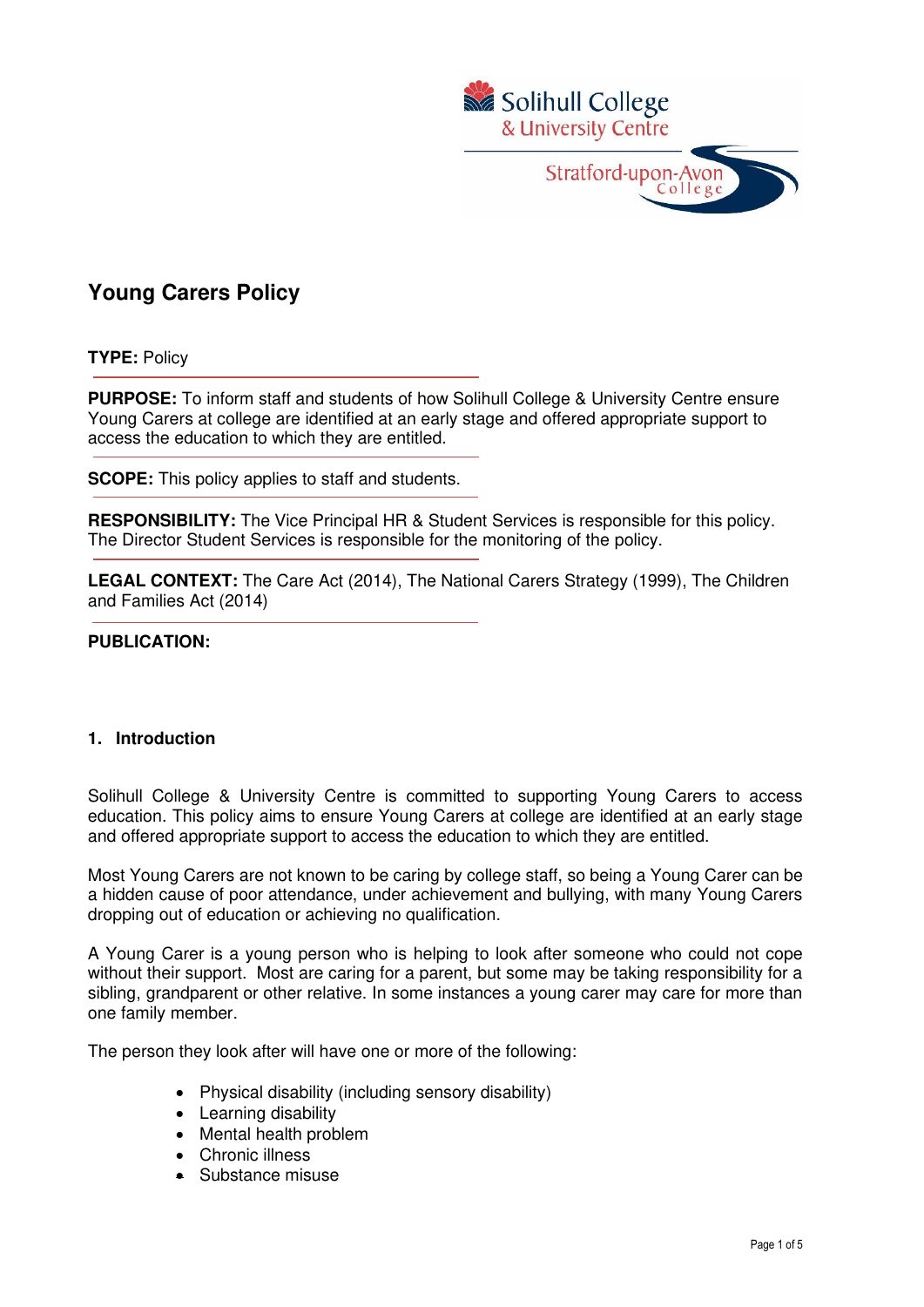# Young Carers Policy

**TYPE:** Policy

**PURPOSE:** To inform staff and students of how Solihull College & University Centre ensure Young Carers at college are identified at an early stage and offered appropriate support to access the education to which they are entitled.

**SCOPE:** This policy applies to staff and students.

**RESPONSIBILITY:** The Vice Principal HR & Student Services is responsible for this policy. The Director Student Services is responsible for the monitoring of the policy.

**LEGAL CONTEXT:** The Care Act (2014), The National Carers Strategy (1999), The Children and Families Act (2014)

**PUBLICATION:**

## 1. Introduction

Solihull College & University Centre is committed to supporting Young Carers to access education. This policy aims to ensure Young Carers at college are identified at an early stage and offered appropriate support to access the education to which they are entitled.

Most Young Carers are not known to be caring by college staff, so being a Young Carer can be a hidden cause of poor attendance, under achievement and bullying, with many Young Carers dropping out of education or achieving no qualification.

A Young Carer is a young person who is helping to look after someone who could not cope without their support. Most are caring for a parent, but some may be taking responsibility for a sibling, grandparent or other relative. In some instances a young carer may care for more than one family member.

The person they look after will have one or more of the following:

- Physical disability (including sensory disability)
- Learning disability
- Mental health problem
- Chronic illness
- Substance misuse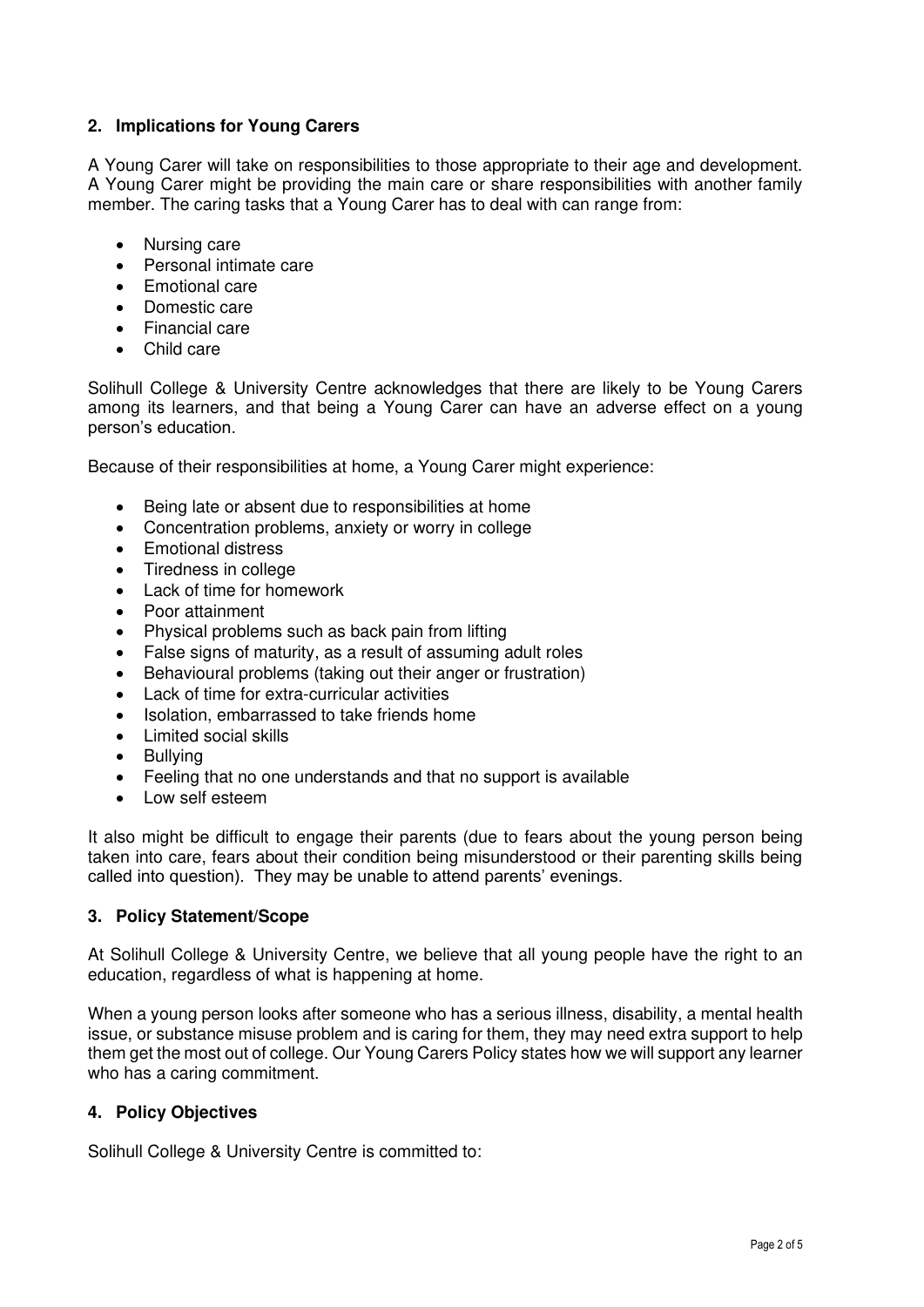## 2. Implications for Young Carers

A Young Carer will take on responsibilities to those appropriate to their age and development. A Young Carer might be providing the main care or share responsibilities with another family member. The caring tasks that a Young Carer has to deal with can range from:

- Nursing care
- Personal intimate care
- Emotional care
- Domestic care
- Financial care
- Child care

Solihull College & University Centre acknowledges that there are likely to be Young Carers among its learners, and that being a Young Carer can have an adverse effect on a young person's education.

Because of their responsibilities at home, a Young Carer might experience:

- Being late or absent due to responsibilities at home
- Concentration problems, anxiety or worry in college
- Emotional distress
- Tiredness in college
- Lack of time for homework
- Poor attainment
- Physical problems such as back pain from lifting
- False signs of maturity, as a result of assuming adult roles
- Behavioural problems (taking out their anger or frustration)
- Lack of time for extra-curricular activities
- Isolation, embarrassed to take friends home
- Limited social skills
- Bullying
- Feeling that no one understands and that no support is available
- Low self esteem

It also might be difficult to engage their parents (due to fears about the young person being taken into care, fears about their condition being misunderstood or their parenting skills being called into question). They may be unable to attend parents' evenings.

## 3. Policy Statement/Scope

At Solihull College & University Centre, we believe that all young people have the right to an education, regardless of what is happening at home.

When a young person looks after someone who has a serious illness, disability, a mental health issue, or substance misuse problem and is caring for them, they may need extra support to help them get the most out of college. Our Young Carers Policy states how we will support any learner who has a caring commitment.

## 4. Policy Objectives

Solihull College & University Centre is committed to: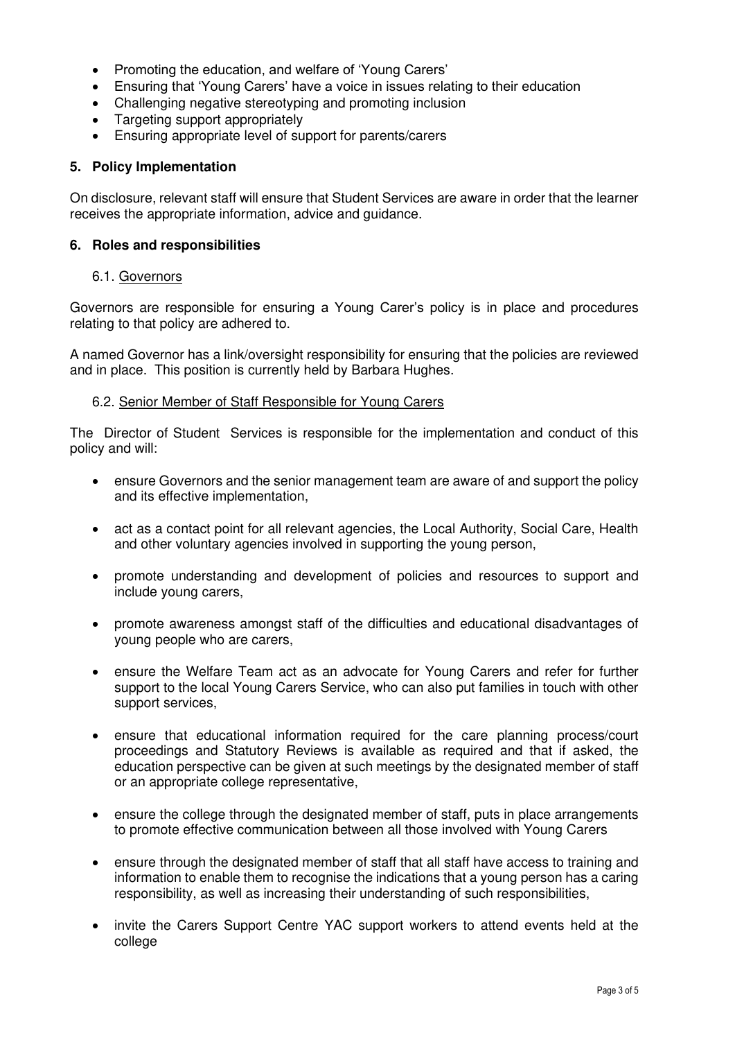- Promoting the education, and welfare of 'Young Carers'
- Ensuring that 'Young Carers' have a voice in issues relating to their education
- Challenging negative stereotyping and promoting inclusion
- Targeting support appropriately
- Ensuring appropriate level of support for parents/carers

## 5. Policy Implementation

On disclosure, relevant staff will ensure that Student Services are aware in order that the learner receives the appropriate information, advice and guidance.

## 6. Roles and responsibilities

### 6.1. Governors

Governors are responsible for ensuring a Young Carer's policy is in place and procedures relating to that policy are adhered to.

A named Governor has a link/oversight responsibility for ensuring that the policies are reviewed and in place. This position is currently held by Barbara Hughes.

### 6.2. Senior Member of Staff Responsible for Young Carers

The Director of Student Services is responsible for the implementation and conduct of this policy and will:

- ensure Governors and the senior management team are aware of and support the policy and its effective implementation,
- act as a contact point for all relevant agencies, the Local Authority, Social Care, Health and other voluntary agencies involved in supporting the young person,
- promote understanding and development of policies and resources to support and include young carers,
- promote awareness amongst staff of the difficulties and educational disadvantages of young people who are carers,
- ensure the Welfare Team act as an advocate for Young Carers and refer for further support to the local Young Carers Service, who can also put families in touch with other support services,
- ensure that educational information required for the care planning process/court proceedings and Statutory Reviews is available as required and that if asked, the education perspective can be given at such meetings by the designated member of staff or an appropriate college representative,
- ensure the college through the designated member of staff, puts in place arrangements to promote effective communication between all those involved with Young Carers
- ensure through the designated member of staff that all staff have access to training and information to enable them to recognise the indications that a young person has a caring responsibility, as well as increasing their understanding of such responsibilities,
- invite the Carers Support Centre YAC support workers to attend events held at the college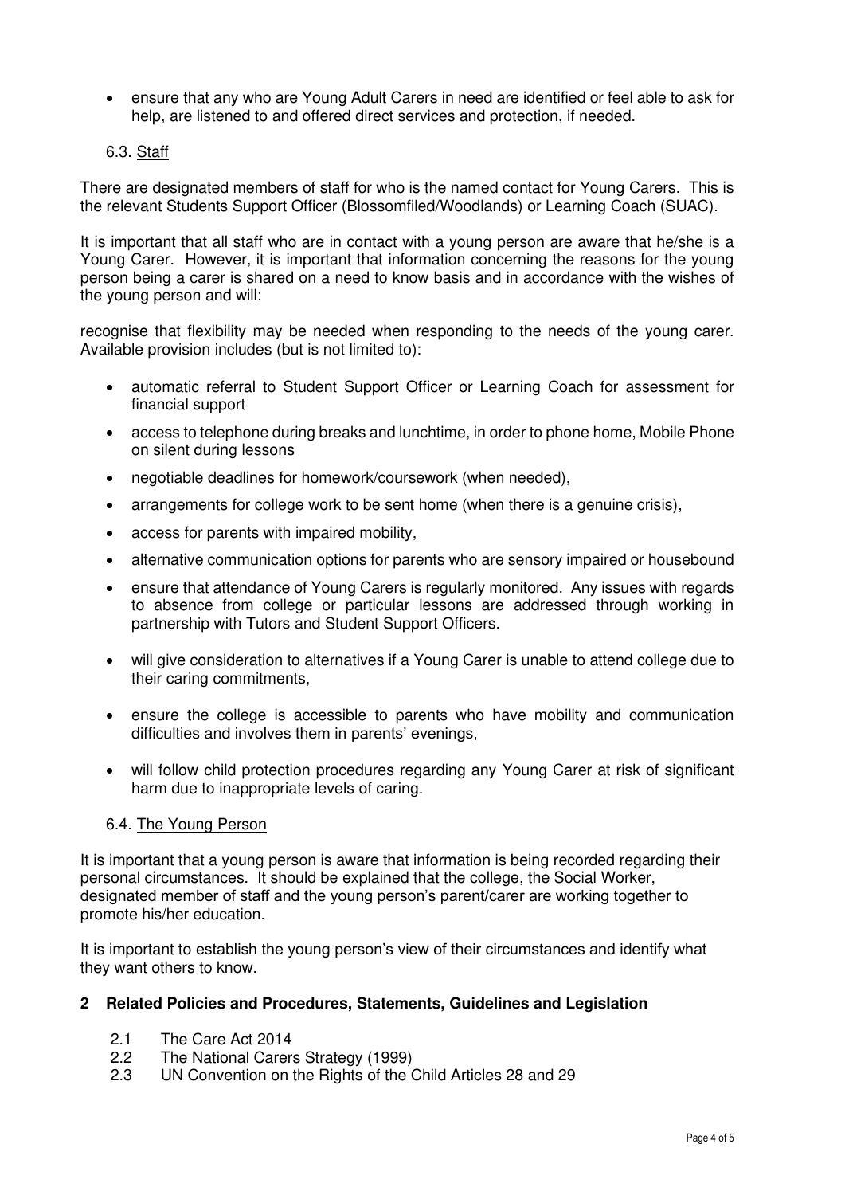- ensure that any who are Young Adult Carers in need are identified or feel able to ask for help, are listened to and offered direct services and protection, if needed.

### 6.3. Staff

There are designated members of staff for who is the named contact for Young Carers. This is the relevant Students Support Officer (Blossomfiled/Woodlands) or Learning Coach (SUAC).

It is important that all staff who are in contact with a young person are aware that he/she is a Young Carer. However, it is important that information concerning the reasons for the young person being a carer is shared on a need to know basis and in accordance with the wishes of the young person and will:

recognise that flexibility may be needed when responding to the needs of the young carer. Available provision includes (but is not limited to):

- automatic referral to Student Support Officer or Learning Coach for assessment for financial support
- access to telephone during breaks and lunchtime, in order to phone home, Mobile Phone on silent during lessons
- negotiable deadlines for homework/coursework (when needed),
- arrangements for college work to be sent home (when there is a genuine crisis),
- access for parents with impaired mobility,
- alternative communication options for parents who are sensory impaired or housebound
- ensure that attendance of Young Carers is regularly monitored. Any issues with regards to absence from college or particular lessons are addressed through working in partnership with Tutors and Student Support Officers.
- will give consideration to alternatives if a Young Carer is unable to attend college due to their caring commitments,
- ensure the college is accessible to parents who have mobility and communication difficulties and involves them in parents' evenings,
- will follow child protection procedures regarding any Young Carer at risk of significant harm due to inappropriate levels of caring.

### 6.4. The Young Person

It is important that a young person is aware that information is being recorded regarding their personal circumstances. It should be explained that the college, the Social Worker, designated member of staff and the young person's parent/carer are working together to promote his/her education.

It is important to establish the young person's view of their circumstances and identify what they want others to know.

## 2 Related Policies and Procedures, Statements, Guidelines and Legislation

2.1 The Care Act 2014
2.2 The National Carers Strategy (1999)
2.3 UN Convention on the Rights of the Child Articles 28 and 29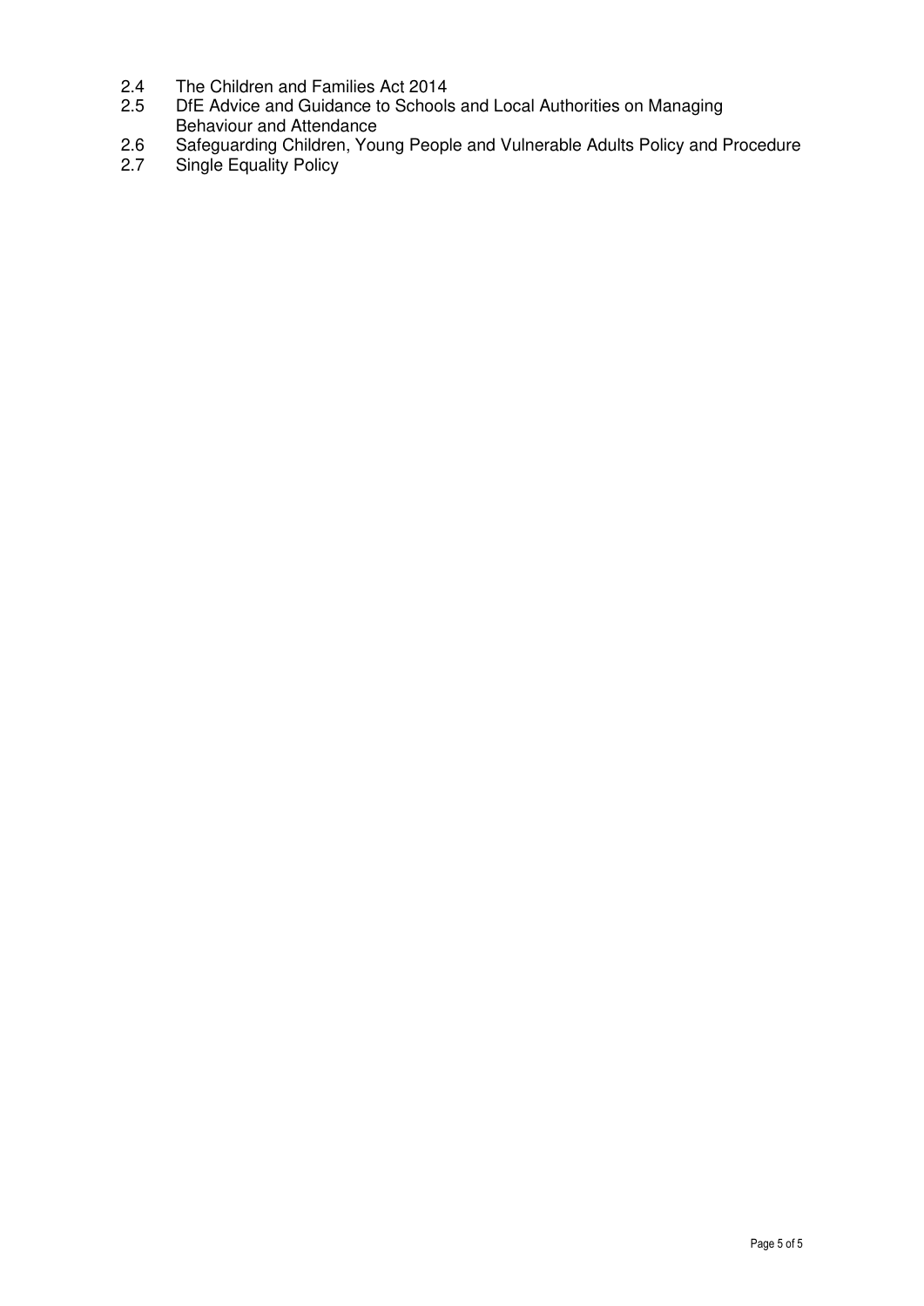2.4 The Children and Families Act 2014

2.5 DfE Advice and Guidance to Schools and Local Authorities on Managing Behaviour and Attendance

2.6 Safeguarding Children, Young People and Vulnerable Adults Policy and Procedure

2.7 Single Equality Policy